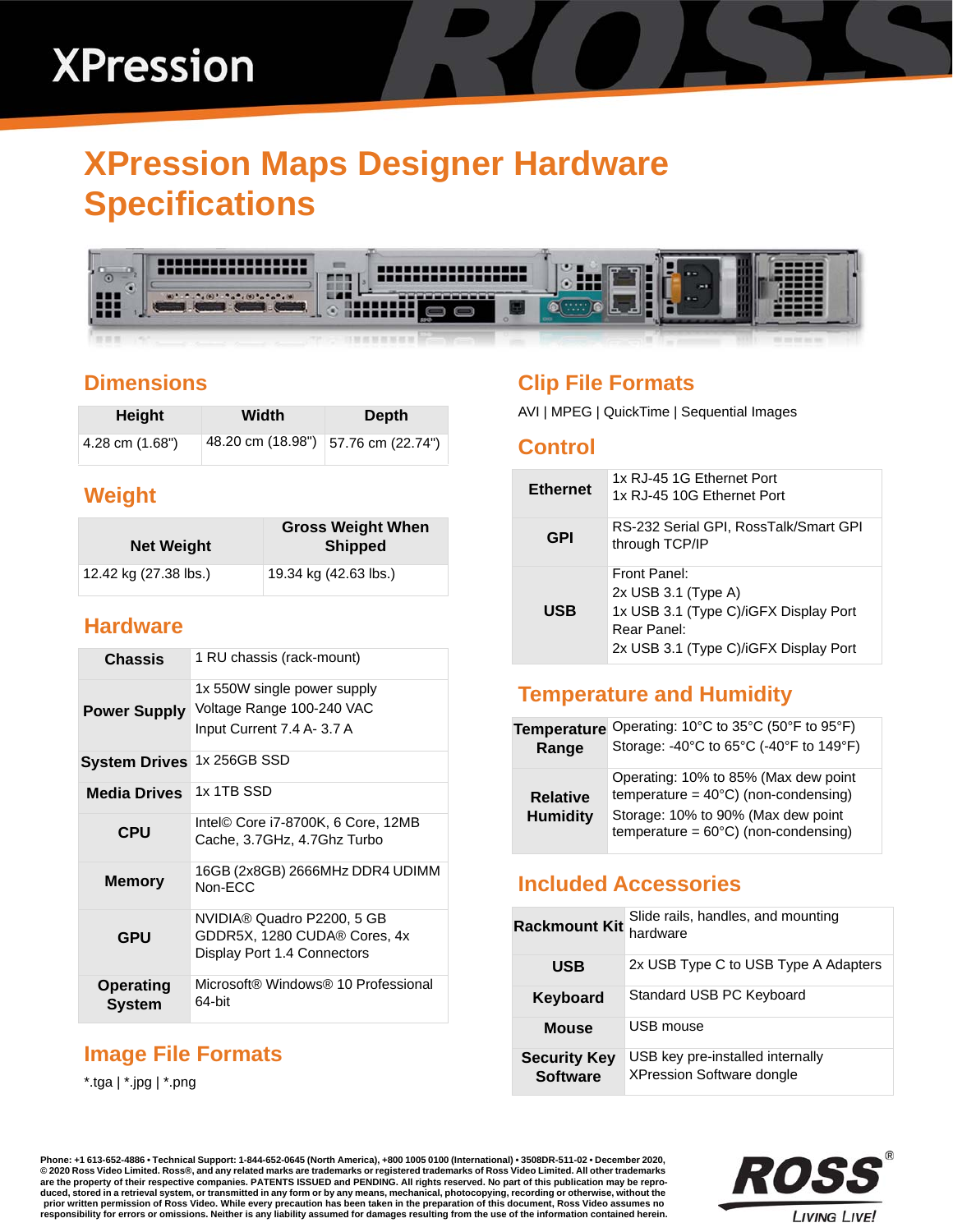# XPression Maps Designer Hardware Specifications

## Dimensions

| Height | Width | Depth |
|---|---|---|
| 4.28 cm (1.68") | 48.20 cm (18.98") | 57.76 cm (22.74") |

## Weight

| Net Weight | Gross Weight When Shipped |
|---|---|
| 12.42 kg (27.38 lbs.) | 19.34 kg (42.63 lbs.) |

## Hardware

| | |
|---|---|
| **Chassis** | 1 RU chassis (rack-mount) |
| **Power Supply** | 1x 550W single power supply<br>Voltage Range 100-240 VAC<br>Input Current 7.4 A- 3.7 A |
| **System Drives** | 1x 256GB SSD |
| **Media Drives** | 1x 1TB SSD |
| **CPU** | Intel© Core i7-8700K, 6 Core, 12MB Cache, 3.7GHz, 4.7Ghz Turbo |
| **Memory** | 16GB (2x8GB) 2666MHz DDR4 UDIMM Non-ECC |
| **GPU** | NVIDIA® Quadro P2200, 5 GB GDDR5X, 1280 CUDA® Cores, 4x Display Port 1.4 Connectors |
| **Operating System** | Microsoft® Windows® 10 Professional 64-bit |

## Image File Formats

*.tga | *.jpg | *.png

## Clip File Formats

AVI | MPEG | QuickTime | Sequential Images

## Control

| | |
|---|---|
| **Ethernet** | 1x RJ-45 1G Ethernet Port<br>1x RJ-45 10G Ethernet Port |
| **GPI** | RS-232 Serial GPI, RossTalk/Smart GPI through TCP/IP |
| **USB** | Front Panel:<br>2x USB 3.1 (Type A)<br>1x USB 3.1 (Type C)/iGFX Display Port<br>Rear Panel:<br>2x USB 3.1 (Type C)/iGFX Display Port |

## Temperature and Humidity

| | |
|---|---|
| **Temperature Range** | Operating: 10°C to 35°C (50°F to 95°F)<br>Storage: -40°C to 65°C (-40°F to 149°F) |
| **Relative Humidity** | Operating: 10% to 85% (Max dew point temperature = 40°C) (non-condensing)<br>Storage: 10% to 90% (Max dew point temperature = 60°C) (non-condensing) |

## Included Accessories

| | |
|---|---|
| **Rackmount Kit** | Slide rails, handles, and mounting hardware |
| **USB** | 2x USB Type C to USB Type A Adapters |
| **Keyboard** | Standard USB PC Keyboard |
| **Mouse** | USB mouse |
| **Security Key Software** | USB key pre-installed internally XPression Software dongle |

**Phone: +1 613-652-4886 • Technical Support: 1-844-652-0645 (North America), +800 1005 0100 (International) • 3508DR-511-02 • December 2020, © 2020 Ross Video Limited. Ross®, and any related marks are trademarks or registered trademarks of Ross Video Limited. All other trademarks are the property of their respective companies. PATENTS ISSUED and PENDING. All rights reserved. No part of this publication may be reproduced, stored in a retrieval system, or transmitted in any form or by any means, mechanical, photocopying, recording or otherwise, without the prior written permission of Ross Video. While every precaution has been taken in the preparation of this document, Ross Video assumes no responsibility for errors or omissions. Neither is any liability assumed for damages resulting from the use of the information contained herein.**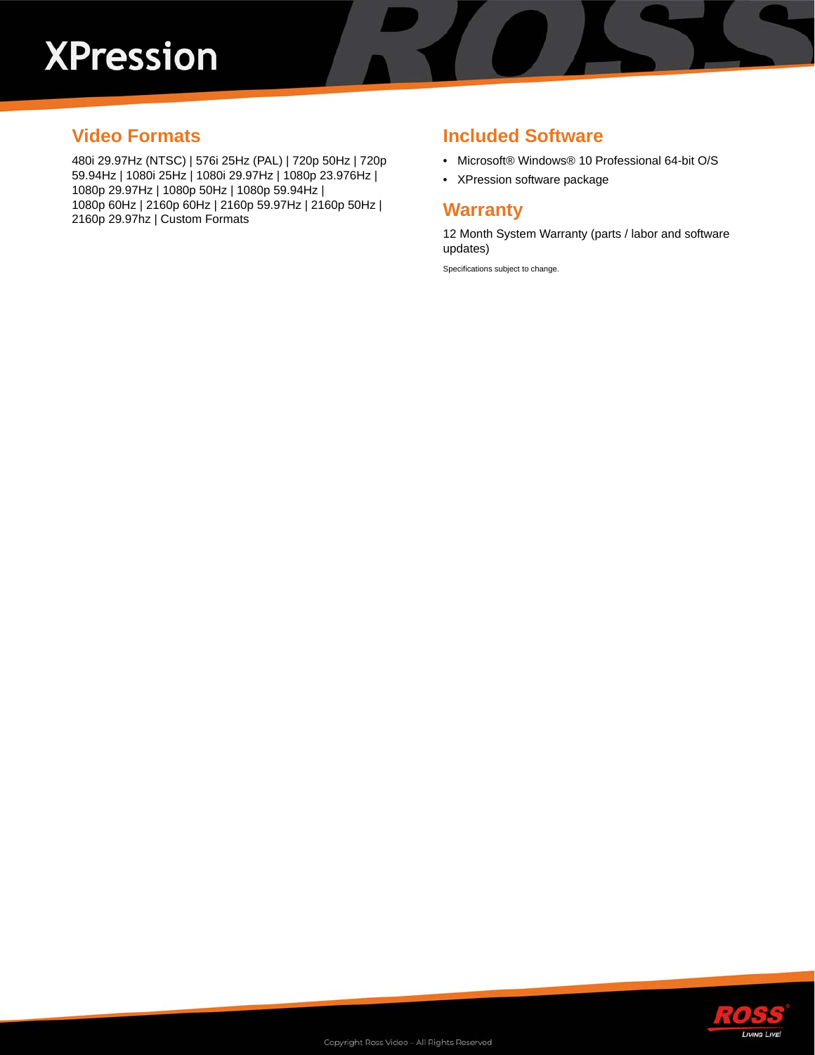## Video Formats

480i 29.97Hz (NTSC) | 576i 25Hz (PAL) | 720p 50Hz | 720p 59.94Hz | 1080i 25Hz | 1080i 29.97Hz | 1080p 23.976Hz | 1080p 29.97Hz | 1080p 50Hz | 1080p 59.94Hz | 1080p 60Hz | 2160p 60Hz | 2160p 59.97Hz | 2160p 50Hz | 2160p 29.97hz | Custom Formats

## Included Software

- Microsoft® Windows® 10 Professional 64-bit O/S
- XPression software package

## Warranty

12 Month System Warranty (parts / labor and software updates)

Specifications subject to change.